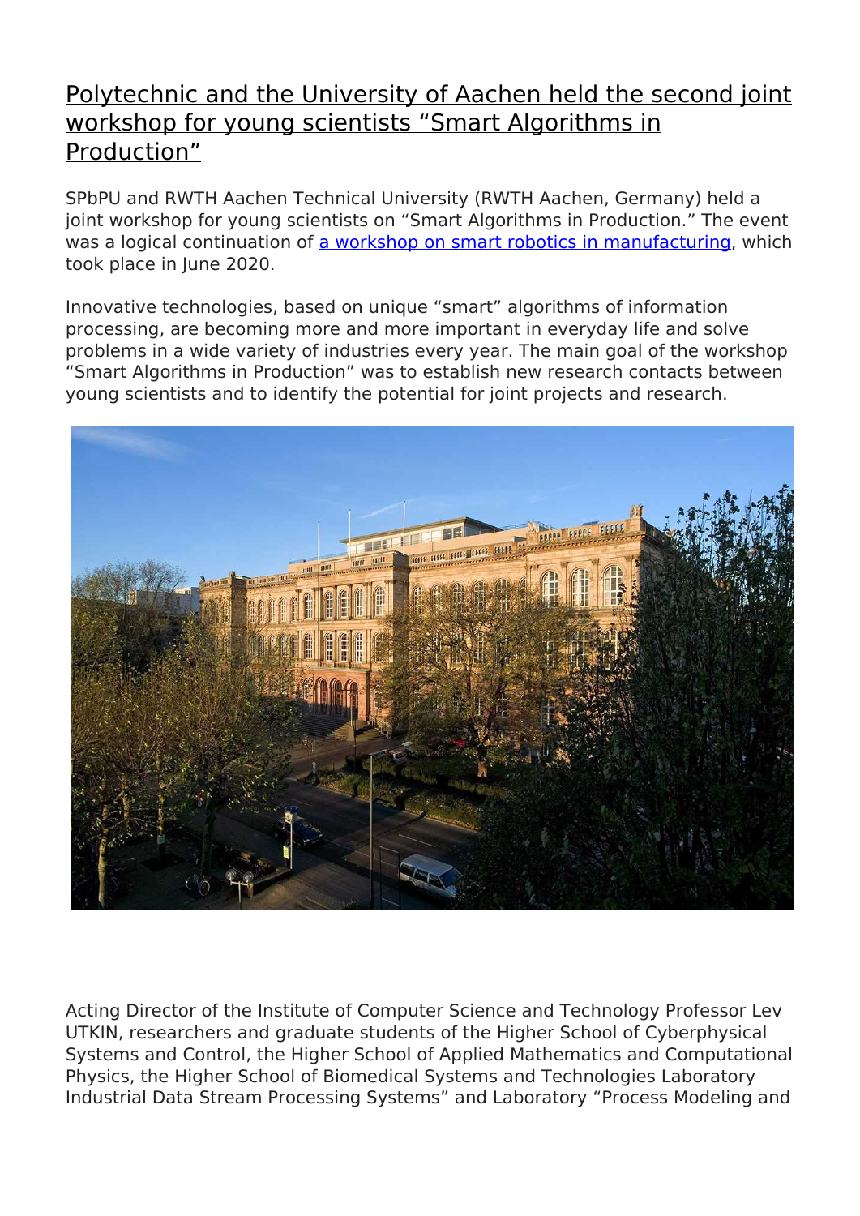# Polytechnic and the University of Aachen held the second joint workshop for young scientists "Smart Algorithms in Production"

SPbPU and RWTH Aachen Technical University (RWTH Aachen, Germany) held a joint workshop for young scientists on "Smart Algorithms in Production." The event was a logical continuation of a workshop on smart robotics in manufacturing, which took place in June 2020.

Innovative technologies, based on unique "smart" algorithms of information processing, are becoming more and more important in everyday life and solve problems in a wide variety of industries every year. The main goal of the workshop "Smart Algorithms in Production" was to establish new research contacts between young scientists and to identify the potential for joint projects and research.

Acting Director of the Institute of Computer Science and Technology Professor Lev UTKIN, researchers and graduate students of the Higher School of Cyberphysical Systems and Control, the Higher School of Applied Mathematics and Computational Physics, the Higher School of Biomedical Systems and Technologies Laboratory Industrial Data Stream Processing Systems" and Laboratory "Process Modeling and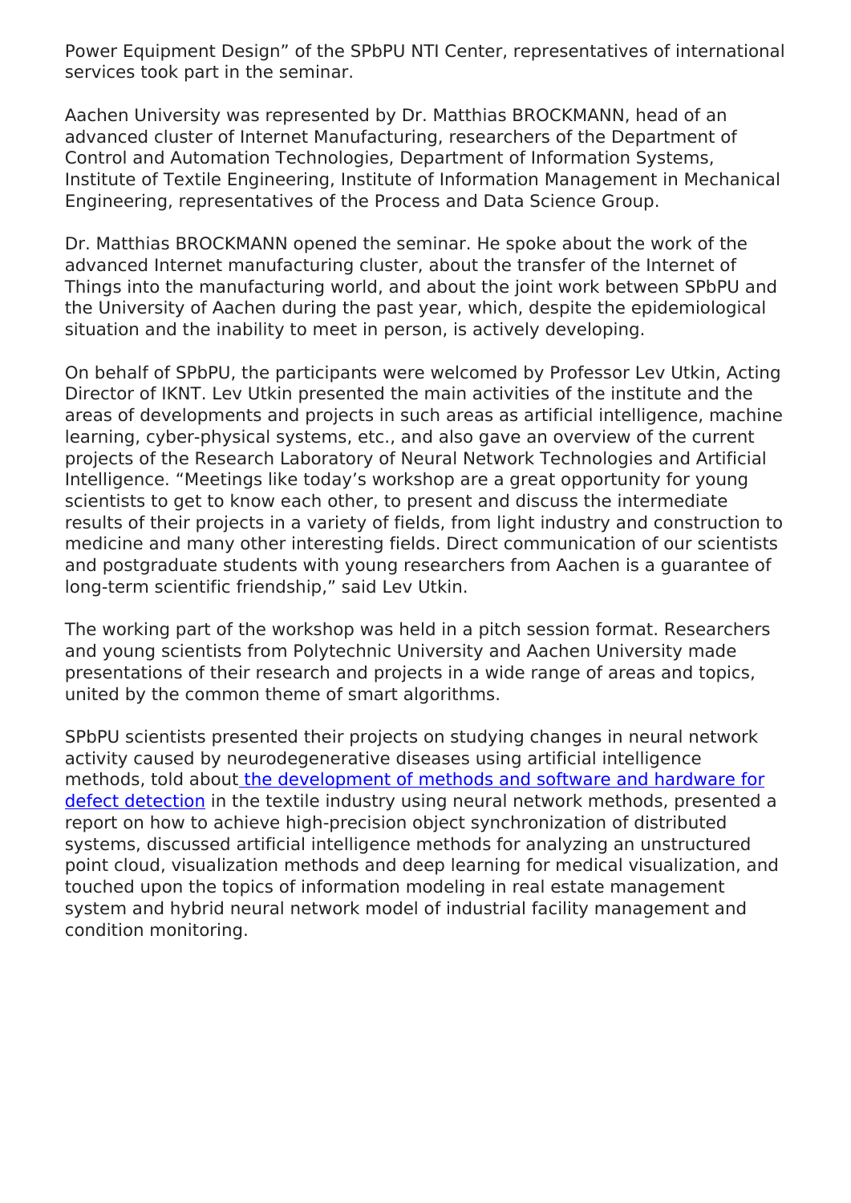Power Equipment Design" of the SPbPU NTI Center, representatives of international services took part in the seminar.

Aachen University was represented by Dr. Matthias BROCKMANN, head of an advanced cluster of Internet Manufacturing, researchers of the Department of Control and Automation Technologies, Department of Information Systems, Institute of Textile Engineering, Institute of Information Management in Mechanical Engineering, representatives of the Process and Data Science Group.

Dr. Matthias BROCKMANN opened the seminar. He spoke about the work of the advanced Internet manufacturing cluster, about the transfer of the Internet of Things into the manufacturing world, and about the joint work between SPbPU and the University of Aachen during the past year, which, despite the epidemiological situation and the inability to meet in person, is actively developing.

On behalf of SPbPU, the participants were welcomed by Professor Lev Utkin, Acting Director of IKNT. Lev Utkin presented the main activities of the institute and the areas of developments and projects in such areas as artificial intelligence, machine learning, cyber-physical systems, etc., and also gave an overview of the current projects of the Research Laboratory of Neural Network Technologies and Artificial Intelligence. "Meetings like today's workshop are a great opportunity for young scientists to get to know each other, to present and discuss the intermediate results of their projects in a variety of fields, from light industry and construction to medicine and many other interesting fields. Direct communication of our scientists and postgraduate students with young researchers from Aachen is a guarantee of long-term scientific friendship," said Lev Utkin.

The working part of the workshop was held in a pitch session format. Researchers and young scientists from Polytechnic University and Aachen University made presentations of their research and projects in a wide range of areas and topics, united by the common theme of smart algorithms.

SPbPU scientists presented their projects on studying changes in neural network activity caused by neurodegenerative diseases using artificial intelligence methods, told about the development of methods and software and hardware for defect detection in the textile industry using neural network methods, presented a report on how to achieve high-precision object synchronization of distributed systems, discussed artificial intelligence methods for analyzing an unstructured point cloud, visualization methods and deep learning for medical visualization, and touched upon the topics of information modeling in real estate management system and hybrid neural network model of industrial facility management and condition monitoring.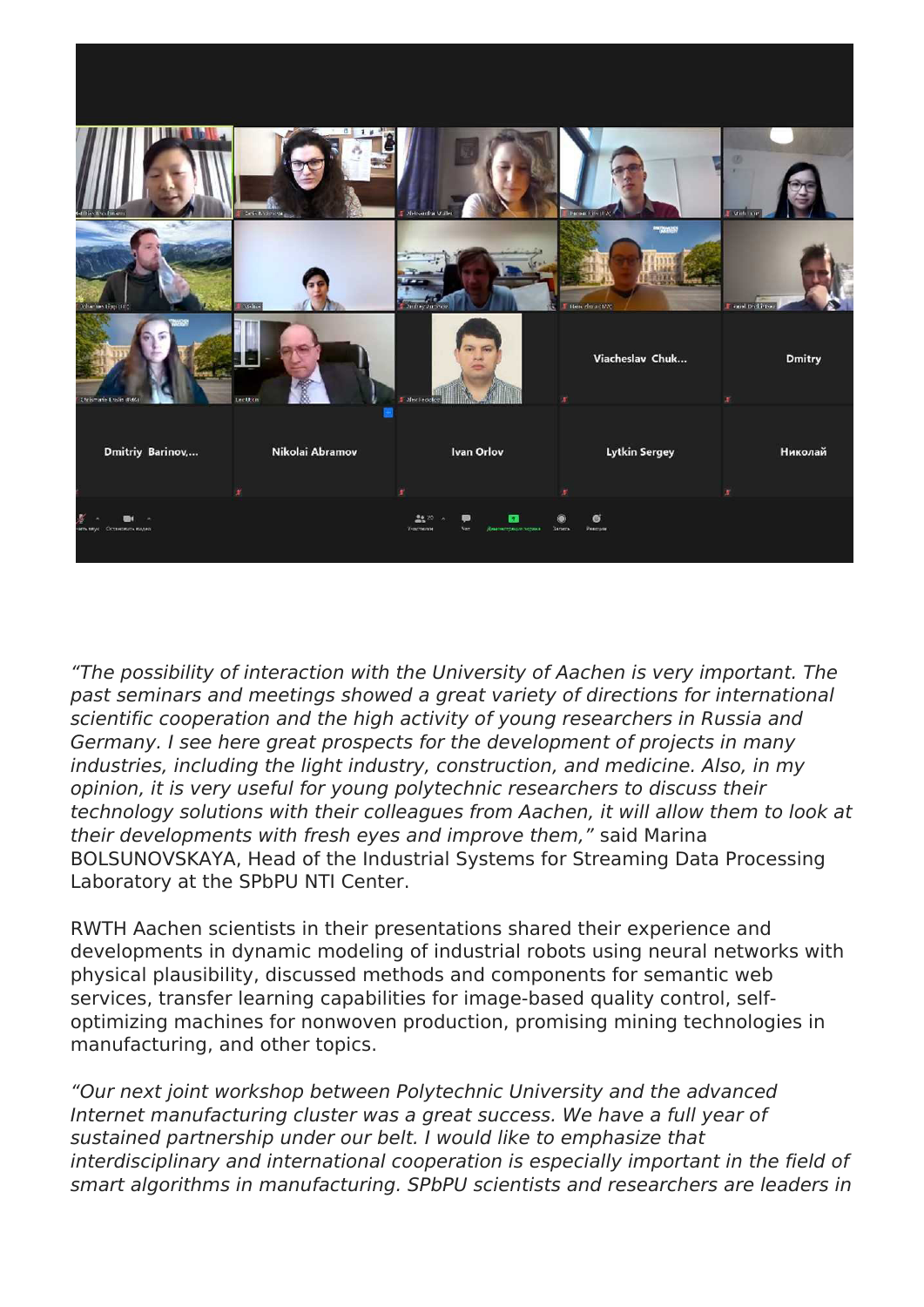*"The possibility of interaction with the University of Aachen is very important. The past seminars and meetings showed a great variety of directions for international scientific cooperation and the high activity of young researchers in Russia and Germany. I see here great prospects for the development of projects in many industries, including the light industry, construction, and medicine. Also, in my opinion, it is very useful for young polytechnic researchers to discuss their technology solutions with their colleagues from Aachen, it will allow them to look at their developments with fresh eyes and improve them,"* said Marina BOLSUNOVSKAYA, Head of the Industrial Systems for Streaming Data Processing Laboratory at the SPbPU NTI Center.

RWTH Aachen scientists in their presentations shared their experience and developments in dynamic modeling of industrial robots using neural networks with physical plausibility, discussed methods and components for semantic web services, transfer learning capabilities for image-based quality control, self-optimizing machines for nonwoven production, promising mining technologies in manufacturing, and other topics.

*"Our next joint workshop between Polytechnic University and the advanced Internet manufacturing cluster was a great success. We have a full year of sustained partnership under our belt. I would like to emphasize that interdisciplinary and international cooperation is especially important in the field of smart algorithms in manufacturing. SPbPU scientists and researchers are leaders in*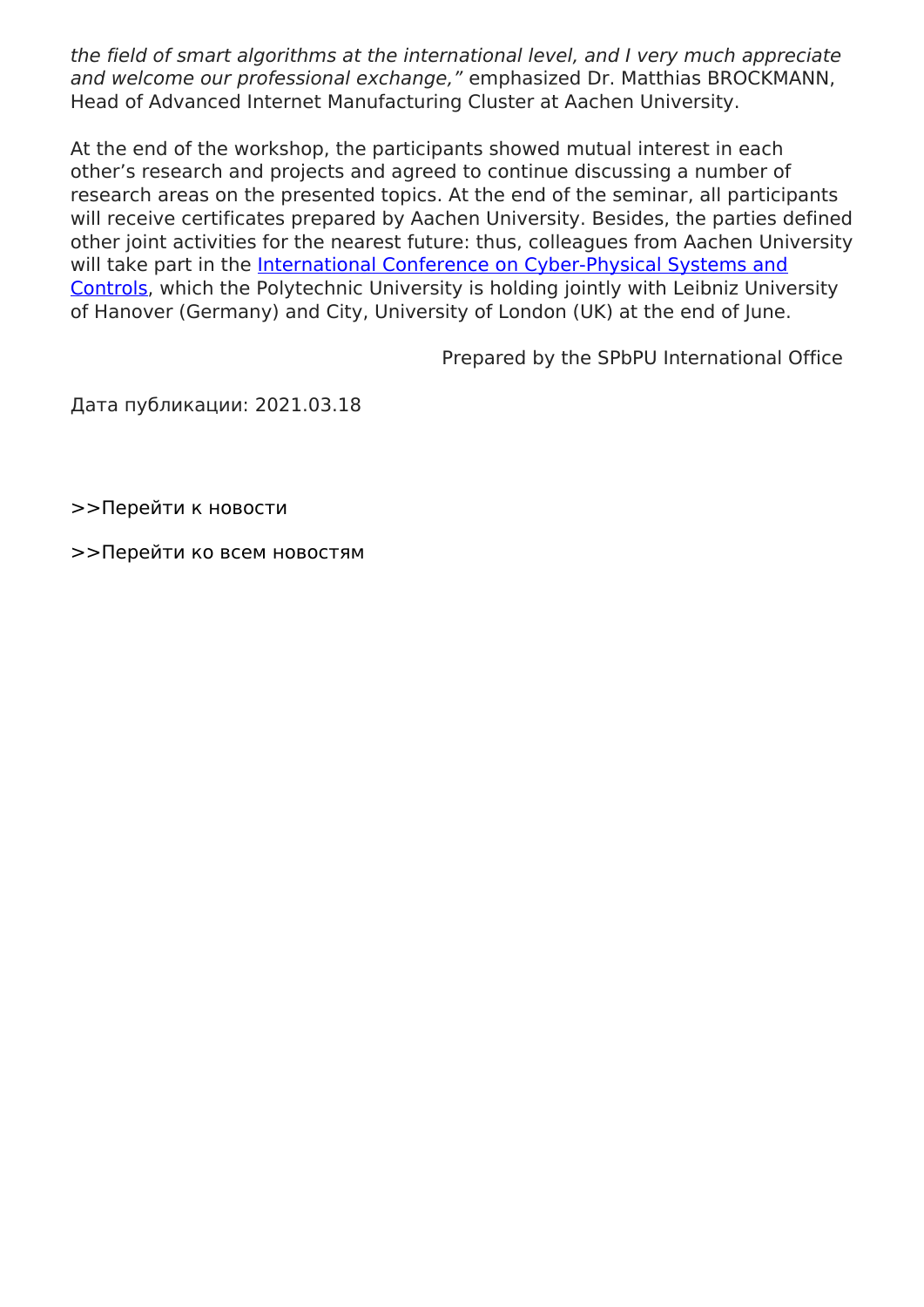*the field of smart algorithms at the international level, and I very much appreciate and welcome our professional exchange,"* emphasized Dr. Matthias BROCKMANN, Head of Advanced Internet Manufacturing Cluster at Aachen University.

At the end of the workshop, the participants showed mutual interest in each other's research and projects and agreed to continue discussing a number of research areas on the presented topics. At the end of the seminar, all participants will receive certificates prepared by Aachen University. Besides, the parties defined other joint activities for the nearest future: thus, colleagues from Aachen University will take part in the International Conference on Cyber-Physical Systems and Controls, which the Polytechnic University is holding jointly with Leibniz University of Hanover (Germany) and City, University of London (UK) at the end of June.

Prepared by the SPbPU International Office

Дата публикации: 2021.03.18

>>Перейти к новости

>>Перейти ко всем новостям